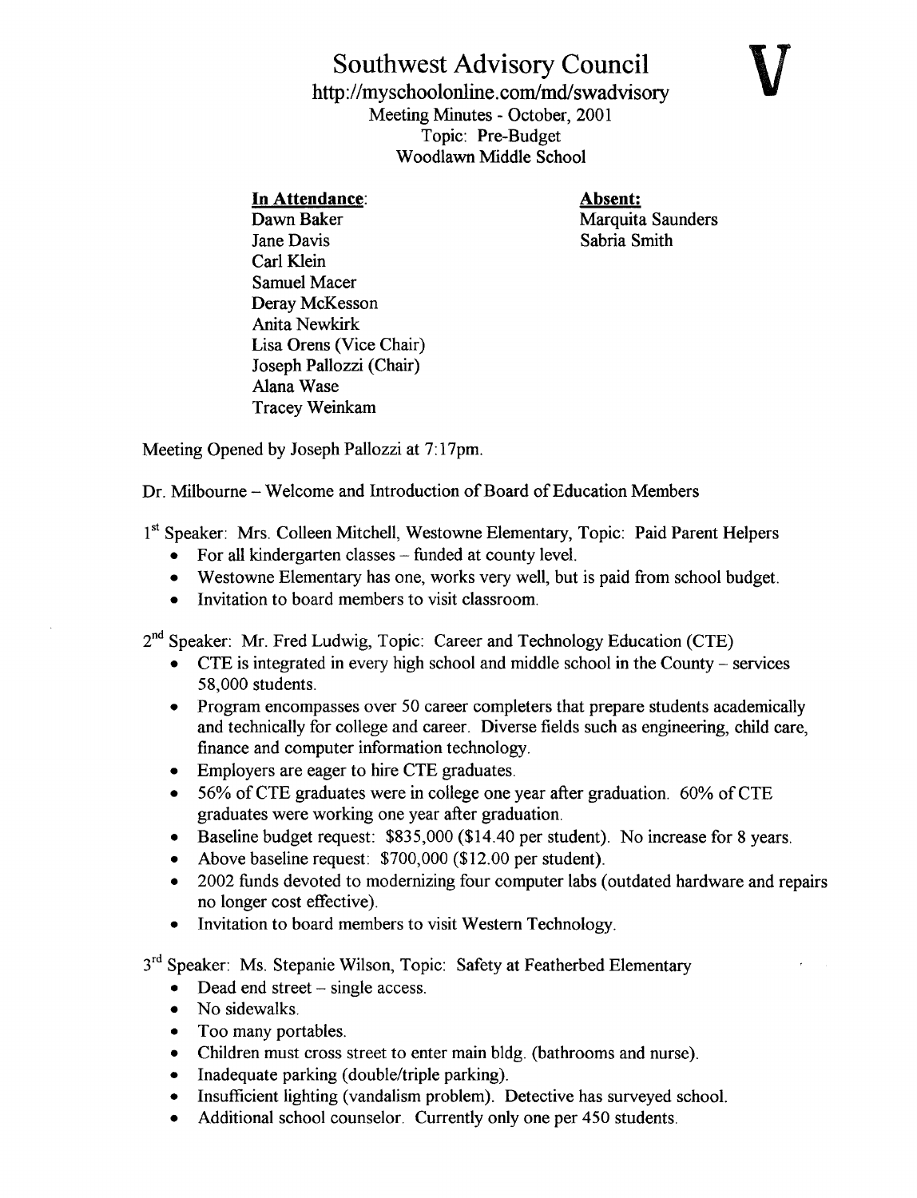# Southwest Advisory Council

**V**

http://myschoolonline.com/md/swadvisory

Meeting Minutes - October, 2001

Topic: Pre-Budget

Woodlawn Middle School

**In Attendance:**

Dawn Baker
Jane Davis
Carl Klein
Samuel Macer
Deray McKesson
Anita Newkirk
Lisa Orens (Vice Chair)
Joseph Pallozzi (Chair)
Alana Wase
Tracey Weinkam

**Absent:**

Marquita Saunders
Sabria Smith

Meeting Opened by Joseph Pallozzi at 7:17pm.

Dr. Milbourne – Welcome and Introduction of Board of Education Members

1st Speaker: Mrs. Colleen Mitchell, Westowne Elementary, Topic: Paid Parent Helpers

- For all kindergarten classes – funded at county level.
- Westowne Elementary has one, works very well, but is paid from school budget.
- Invitation to board members to visit classroom.

2nd Speaker: Mr. Fred Ludwig, Topic: Career and Technology Education (CTE)

- CTE is integrated in every high school and middle school in the County – services 58,000 students.
- Program encompasses over 50 career completers that prepare students academically and technically for college and career. Diverse fields such as engineering, child care, finance and computer information technology.
- Employers are eager to hire CTE graduates.
- 56% of CTE graduates were in college one year after graduation. 60% of CTE graduates were working one year after graduation.
- Baseline budget request: $835,000 ($14.40 per student). No increase for 8 years.
- Above baseline request: $700,000 ($12.00 per student).
- 2002 funds devoted to modernizing four computer labs (outdated hardware and repairs no longer cost effective).
- Invitation to board members to visit Western Technology.

3rd Speaker: Ms. Stepanie Wilson, Topic: Safety at Featherbed Elementary

- Dead end street – single access.
- No sidewalks.
- Too many portables.
- Children must cross street to enter main bldg. (bathrooms and nurse).
- Inadequate parking (double/triple parking).
- Insufficient lighting (vandalism problem). Detective has surveyed school.
- Additional school counselor. Currently only one per 450 students.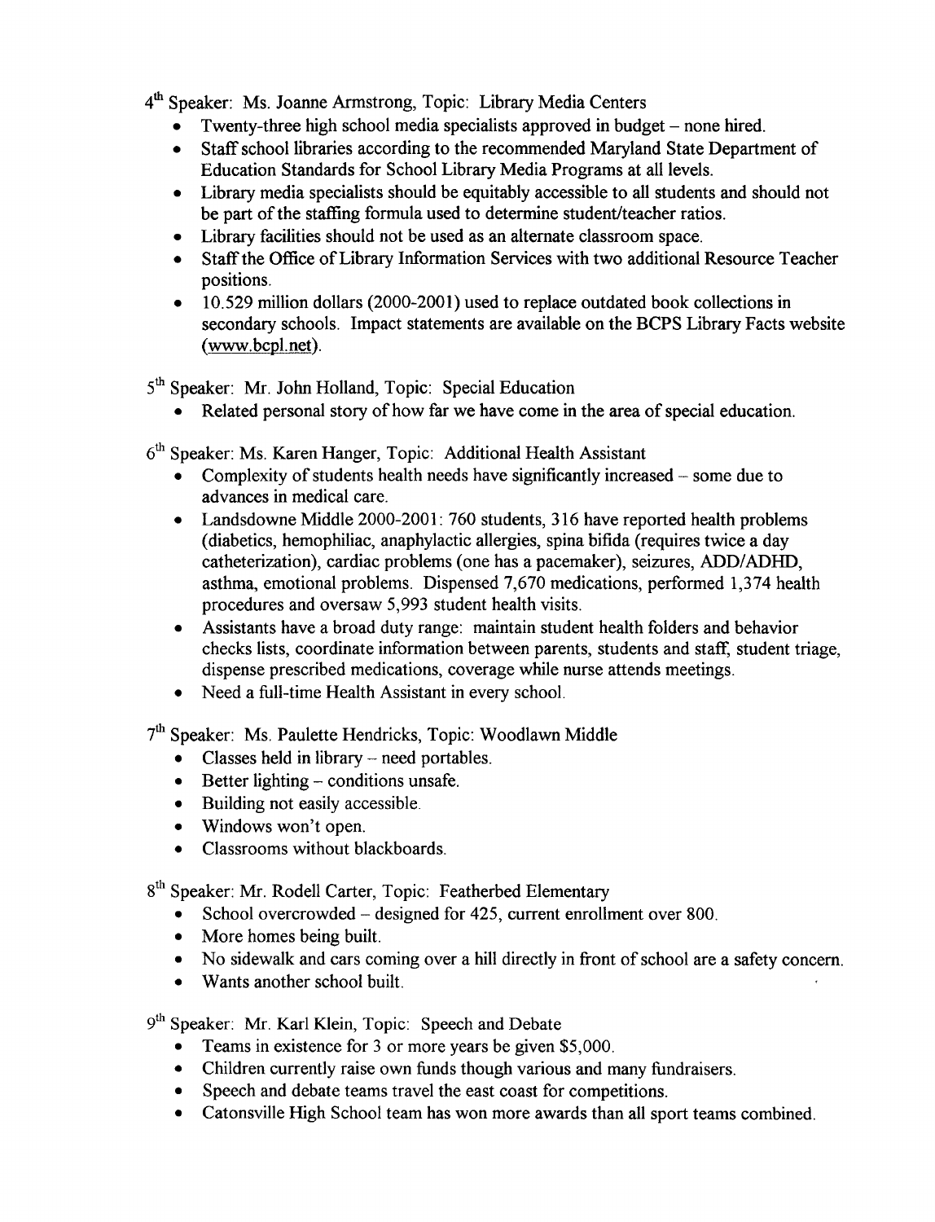4th Speaker: Ms. Joanne Armstrong, Topic: Library Media Centers

- Twenty-three high school media specialists approved in budget – none hired.
- Staff school libraries according to the recommended Maryland State Department of Education Standards for School Library Media Programs at all levels.
- Library media specialists should be equitably accessible to all students and should not be part of the staffing formula used to determine student/teacher ratios.
- Library facilities should not be used as an alternate classroom space.
- Staff the Office of Library Information Services with two additional Resource Teacher positions.
- 10.529 million dollars (2000-2001) used to replace outdated book collections in secondary schools. Impact statements are available on the BCPS Library Facts website (www.bcpl.net).

5th Speaker: Mr. John Holland, Topic: Special Education

- Related personal story of how far we have come in the area of special education.

6th Speaker: Ms. Karen Hanger, Topic: Additional Health Assistant

- Complexity of students health needs have significantly increased – some due to advances in medical care.
- Landsdowne Middle 2000-2001: 760 students, 316 have reported health problems (diabetics, hemophiliac, anaphylactic allergies, spina bifida (requires twice a day catheterization), cardiac problems (one has a pacemaker), seizures, ADD/ADHD, asthma, emotional problems. Dispensed 7,670 medications, performed 1,374 health procedures and oversaw 5,993 student health visits.
- Assistants have a broad duty range: maintain student health folders and behavior checks lists, coordinate information between parents, students and staff, student triage, dispense prescribed medications, coverage while nurse attends meetings.
- Need a full-time Health Assistant in every school.

7th Speaker: Ms. Paulette Hendricks, Topic: Woodlawn Middle

- Classes held in library – need portables.
- Better lighting – conditions unsafe.
- Building not easily accessible.
- Windows won't open.
- Classrooms without blackboards.

8th Speaker: Mr. Rodell Carter, Topic: Featherbed Elementary

- School overcrowded – designed for 425, current enrollment over 800.
- More homes being built.
- No sidewalk and cars coming over a hill directly in front of school are a safety concern.
- Wants another school built.

9th Speaker: Mr. Karl Klein, Topic: Speech and Debate

- Teams in existence for 3 or more years be given $5,000.
- Children currently raise own funds though various and many fundraisers.
- Speech and debate teams travel the east coast for competitions.
- Catonsville High School team has won more awards than all sport teams combined.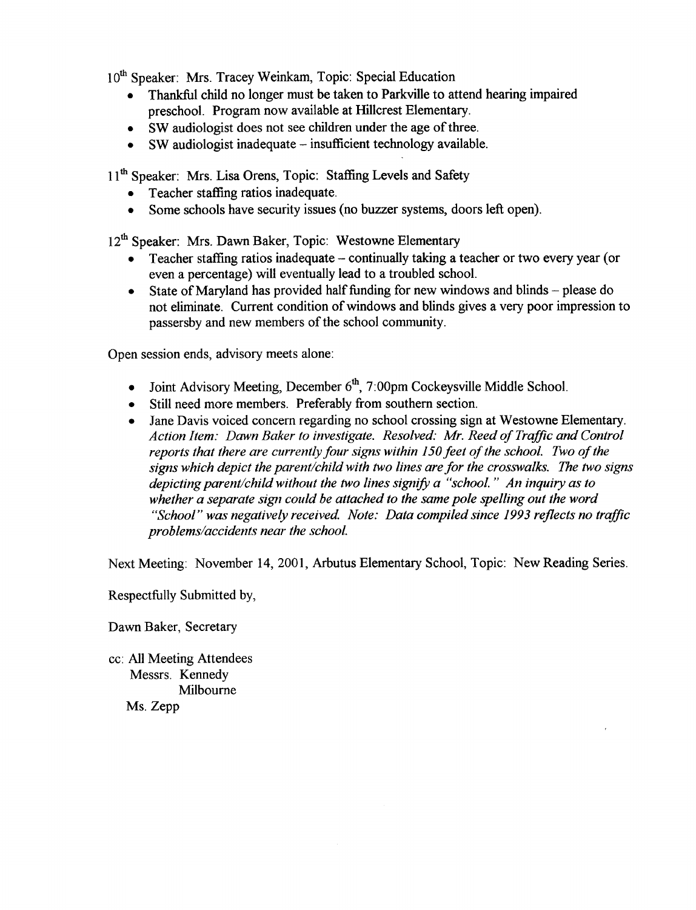10th Speaker: Mrs. Tracey Weinkam, Topic: Special Education

- Thankful child no longer must be taken to Parkville to attend hearing impaired preschool. Program now available at Hillcrest Elementary.
- SW audiologist does not see children under the age of three.
- SW audiologist inadequate – insufficient technology available.

11th Speaker: Mrs. Lisa Orens, Topic: Staffing Levels and Safety

- Teacher staffing ratios inadequate.
- Some schools have security issues (no buzzer systems, doors left open).

12th Speaker: Mrs. Dawn Baker, Topic: Westowne Elementary

- Teacher staffing ratios inadequate – continually taking a teacher or two every year (or even a percentage) will eventually lead to a troubled school.
- State of Maryland has provided half funding for new windows and blinds – please do not eliminate. Current condition of windows and blinds gives a very poor impression to passersby and new members of the school community.

Open session ends, advisory meets alone:

- Joint Advisory Meeting, December 6th, 7:00pm Cockeysville Middle School.
- Still need more members. Preferably from southern section.
- Jane Davis voiced concern regarding no school crossing sign at Westowne Elementary. *Action Item: Dawn Baker to investigate. Resolved: Mr. Reed of Traffic and Control reports that there are currently four signs within 150 feet of the school. Two of the signs which depict the parent/child with two lines are for the crosswalks. The two signs depicting parent/child without the two lines signify a "school." An inquiry as to whether a separate sign could be attached to the same pole spelling out the word "School" was negatively received. Note: Data compiled since 1993 reflects no traffic problems/accidents near the school.*

Next Meeting: November 14, 2001, Arbutus Elementary School, Topic: New Reading Series.

Respectfully Submitted by,

Dawn Baker, Secretary

cc: All Meeting Attendees
Messrs. Kennedy
Milbourne
Ms. Zepp